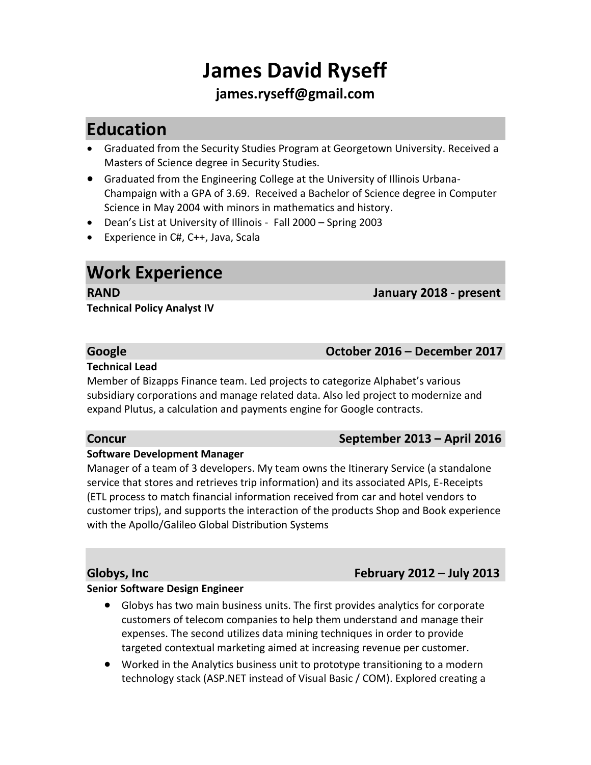# James David Ryseff

**james.ryseff@gmail.com**

## Education

- Graduated from the Security Studies Program at Georgetown University. Received a Masters of Science degree in Security Studies.
- Graduated from the Engineering College at the University of Illinois Urbana-Champaign with a GPA of 3.69. Received a Bachelor of Science degree in Computer Science in May 2004 with minors in mathematics and history.
- Dean's List at University of Illinois - Fall 2000 – Spring 2003
- Experience in C#, C++, Java, Scala

## Work Experience

### RAND — January 2018 - present

**Technical Policy Analyst IV**

### Google — October 2016 – December 2017

**Technical Lead**

Member of Bizapps Finance team. Led projects to categorize Alphabet's various subsidiary corporations and manage related data. Also led project to modernize and expand Plutus, a calculation and payments engine for Google contracts.

### Concur — September 2013 – April 2016

**Software Development Manager**

Manager of a team of 3 developers. My team owns the Itinerary Service (a standalone service that stores and retrieves trip information) and its associated APIs, E-Receipts (ETL process to match financial information received from car and hotel vendors to customer trips), and supports the interaction of the products Shop and Book experience with the Apollo/Galileo Global Distribution Systems

### Globys, Inc — February 2012 – July 2013

**Senior Software Design Engineer**

- Globys has two main business units. The first provides analytics for corporate customers of telecom companies to help them understand and manage their expenses. The second utilizes data mining techniques in order to provide targeted contextual marketing aimed at increasing revenue per customer.
- Worked in the Analytics business unit to prototype transitioning to a modern technology stack (ASP.NET instead of Visual Basic / COM). Explored creating a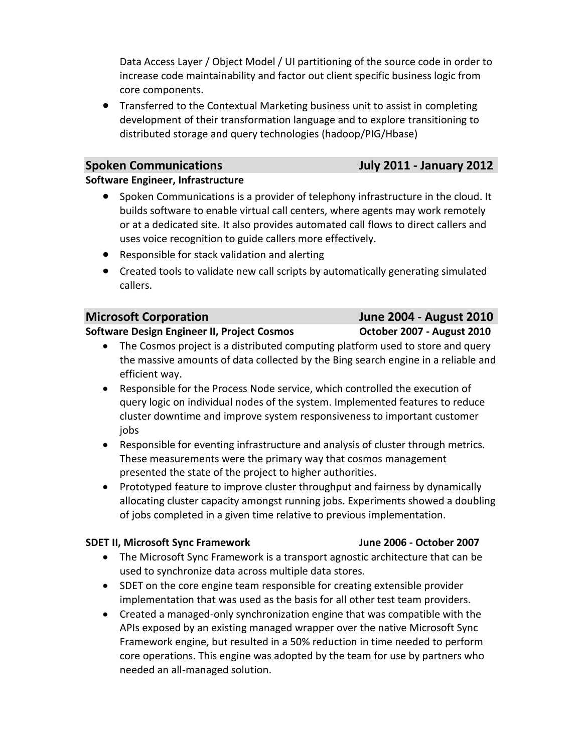Data Access Layer / Object Model / UI partitioning of the source code in order to increase code maintainability and factor out client specific business logic from core components.

- Transferred to the Contextual Marketing business unit to assist in completing development of their transformation language and to explore transitioning to distributed storage and query technologies (hadoop/PIG/Hbase)

## Spoken Communications — July 2011 - January 2012

**Software Engineer, Infrastructure**

- Spoken Communications is a provider of telephony infrastructure in the cloud. It builds software to enable virtual call centers, where agents may work remotely or at a dedicated site. It also provides automated call flows to direct callers and uses voice recognition to guide callers more effectively.
- Responsible for stack validation and alerting
- Created tools to validate new call scripts by automatically generating simulated callers.

## Microsoft Corporation — June 2004 - August 2010

**Software Design Engineer II, Project Cosmos — October 2007 - August 2010**

- The Cosmos project is a distributed computing platform used to store and query the massive amounts of data collected by the Bing search engine in a reliable and efficient way.
- Responsible for the Process Node service, which controlled the execution of query logic on individual nodes of the system. Implemented features to reduce cluster downtime and improve system responsiveness to important customer jobs
- Responsible for eventing infrastructure and analysis of cluster through metrics. These measurements were the primary way that cosmos management presented the state of the project to higher authorities.
- Prototyped feature to improve cluster throughput and fairness by dynamically allocating cluster capacity amongst running jobs. Experiments showed a doubling of jobs completed in a given time relative to previous implementation.

**SDET II, Microsoft Sync Framework — June 2006 - October 2007**

- The Microsoft Sync Framework is a transport agnostic architecture that can be used to synchronize data across multiple data stores.
- SDET on the core engine team responsible for creating extensible provider implementation that was used as the basis for all other test team providers.
- Created a managed-only synchronization engine that was compatible with the APIs exposed by an existing managed wrapper over the native Microsoft Sync Framework engine, but resulted in a 50% reduction in time needed to perform core operations. This engine was adopted by the team for use by partners who needed an all-managed solution.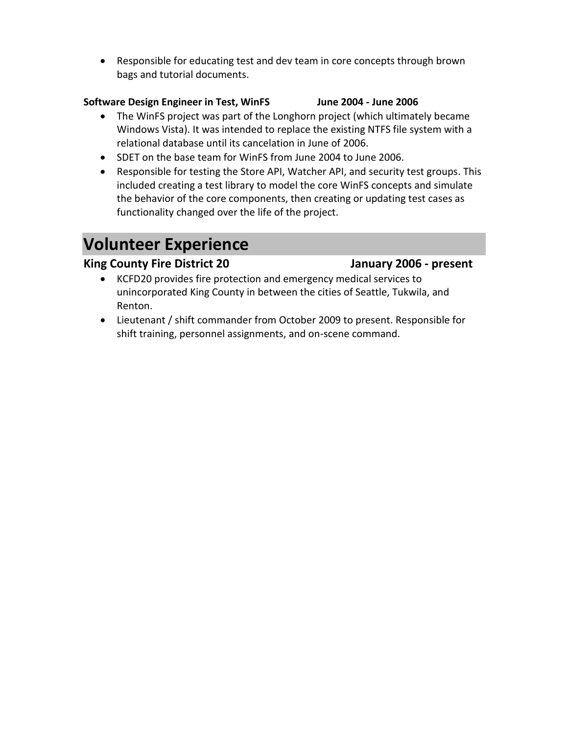- Responsible for educating test and dev team in core concepts through brown bags and tutorial documents.

**Software Design Engineer in Test, WinFS June 2004 - June 2006**

- The WinFS project was part of the Longhorn project (which ultimately became Windows Vista). It was intended to replace the existing NTFS file system with a relational database until its cancelation in June of 2006.
- SDET on the base team for WinFS from June 2004 to June 2006.
- Responsible for testing the Store API, Watcher API, and security test groups. This included creating a test library to model the core WinFS concepts and simulate the behavior of the core components, then creating or updating test cases as functionality changed over the life of the project.

# Volunteer Experience

**King County Fire District 20 January 2006 - present**

- KCFD20 provides fire protection and emergency medical services to unincorporated King County in between the cities of Seattle, Tukwila, and Renton.
- Lieutenant / shift commander from October 2009 to present. Responsible for shift training, personnel assignments, and on-scene command.